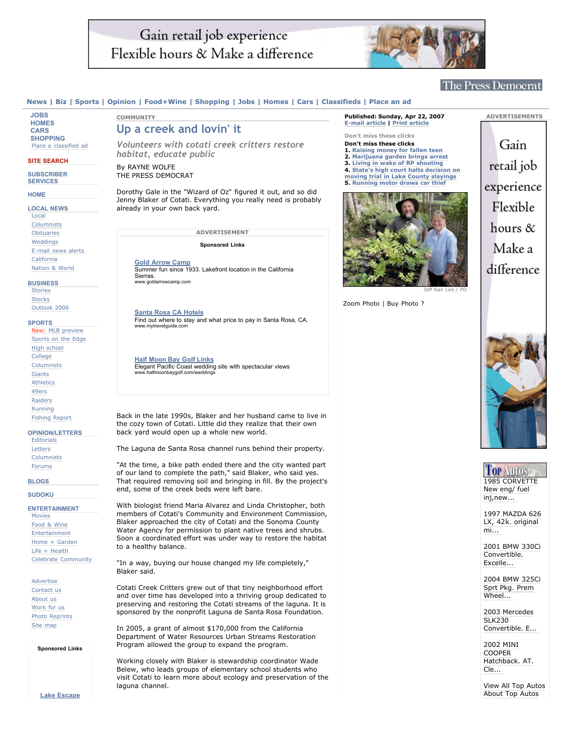COMMUNITY

# Up a creek and lovin' it

*Volunteers with cotati creek critters restore habitat, educate public*

By RAYNE WOLFE
THE PRESS DEMOCRAT

Published: Sunday, Apr 22, 2007

Dorothy Gale in the "Wizard of Oz" figured it out, and so did Jenny Blaker of Cotati. Everything you really need is probably already in your own back yard.

Jeff Kan Lee / PD

Back in the late 1990s, Blaker and her husband came to live in the cozy town of Cotati. Little did they realize that their own back yard would open up a whole new world.

The Laguna de Santa Rosa channel runs behind their property.

"At the time, a bike path ended there and the city wanted part of our land to complete the path," said Blaker, who said yes. That required removing soil and bringing in fill. By the project's end, some of the creek beds were left bare.

With biologist friend Maria Alvarez and Linda Christopher, both members of Cotati's Community and Environment Commission, Blaker approached the city of Cotati and the Sonoma County Water Agency for permission to plant native trees and shrubs. Soon a coordinated effort was under way to restore the habitat to a healthy balance.

"In a way, buying our house changed my life completely," Blaker said.

Cotati Creek Critters grew out of that tiny neighborhood effort and over time has developed into a thriving group dedicated to preserving and restoring the Cotati streams of the laguna. It is sponsored by the nonprofit Laguna de Santa Rosa Foundation.

In 2005, a grant of almost $170,000 from the California Department of Water Resources Urban Streams Restoration Program allowed the group to expand the program.

Working closely with Blaker is stewardship coordinator Wade Belew, who leads groups of elementary school students who visit Cotati to learn more about ecology and preservation of the laguna channel.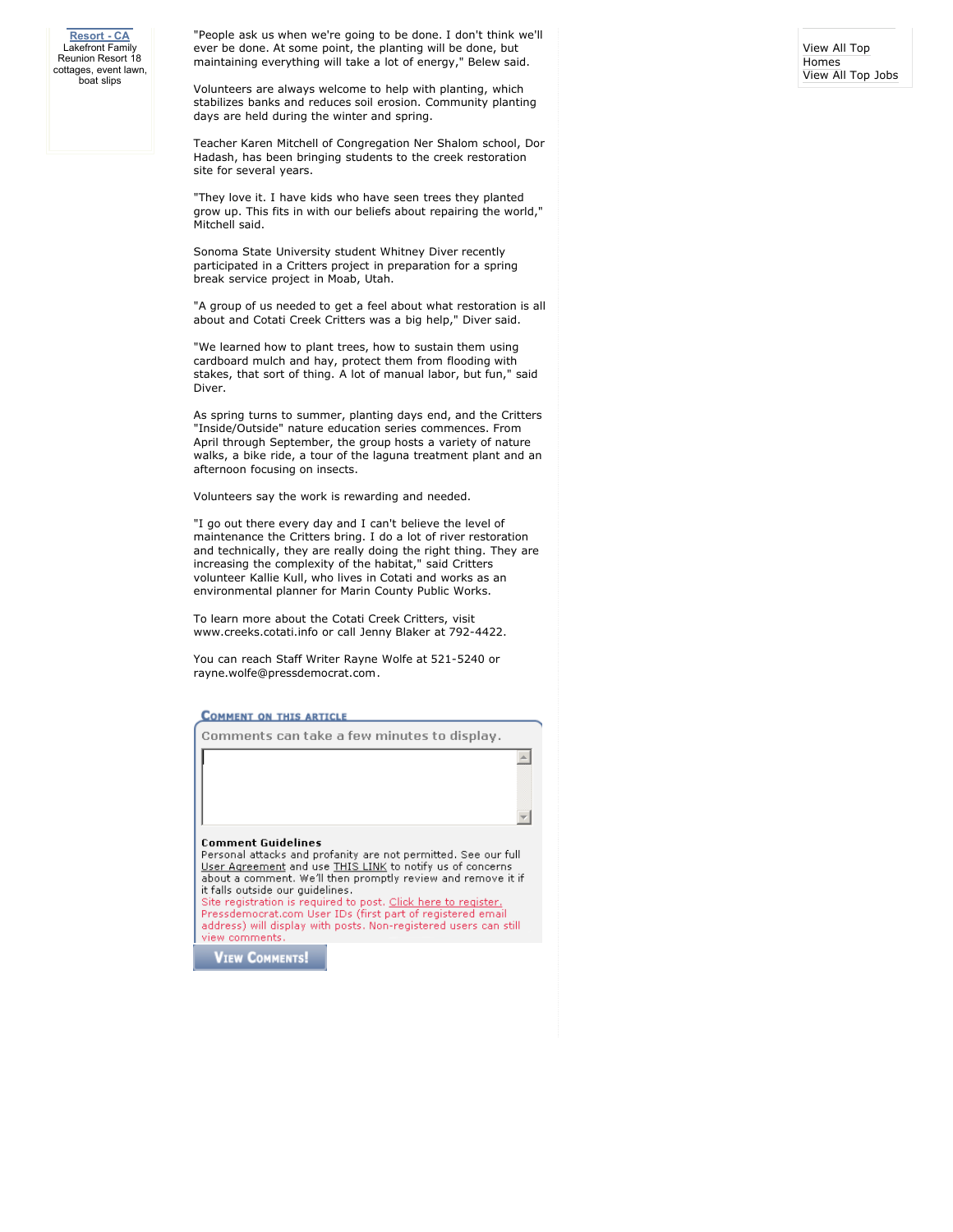Resort - CA
Lakefront Family Reunion Resort 18 cottages, event lawn, boat slips

"People ask us when we're going to be done. I don't think we'll ever be done. At some point, the planting will be done, but maintaining everything will take a lot of energy," Belew said.

Volunteers are always welcome to help with planting, which stabilizes banks and reduces soil erosion. Community planting days are held during the winter and spring.

Teacher Karen Mitchell of Congregation Ner Shalom school, Dor Hadash, has been bringing students to the creek restoration site for several years.

"They love it. I have kids who have seen trees they planted grow up. This fits in with our beliefs about repairing the world," Mitchell said.

Sonoma State University student Whitney Diver recently participated in a Critters project in preparation for a spring break service project in Moab, Utah.

"A group of us needed to get a feel about what restoration is all about and Cotati Creek Critters was a big help," Diver said.

"We learned how to plant trees, how to sustain them using cardboard mulch and hay, protect them from flooding with stakes, that sort of thing. A lot of manual labor, but fun," said Diver.

As spring turns to summer, planting days end, and the Critters "Inside/Outside" nature education series commences. From April through September, the group hosts a variety of nature walks, a bike ride, a tour of the laguna treatment plant and an afternoon focusing on insects.

Volunteers say the work is rewarding and needed.

"I go out there every day and I can't believe the level of maintenance the Critters bring. I do a lot of river restoration and technically, they are really doing the right thing. They are increasing the complexity of the habitat," said Critters volunteer Kallie Kull, who lives in Cotati and works as an environmental planner for Marin County Public Works.

To learn more about the Cotati Creek Critters, visit www.creeks.cotati.info or call Jenny Blaker at 792-4422.

You can reach Staff Writer Rayne Wolfe at 521-5240 or rayne.wolfe@pressdemocrat.com.

View All Top Homes
View All Top Jobs

**Comment on this article**

Comments can take a few minutes to display.

**Comment Guidelines**
Personal attacks and profanity are not permitted. See our full User Agreement and use THIS LINK to notify us of concerns about a comment. We'll then promptly review and remove it if it falls outside our guidelines.
Site registration is required to post. Click here to register. Pressdemocrat.com User IDs (first part of registered email address) will display with posts. Non-registered users can still view comments.

View Comments!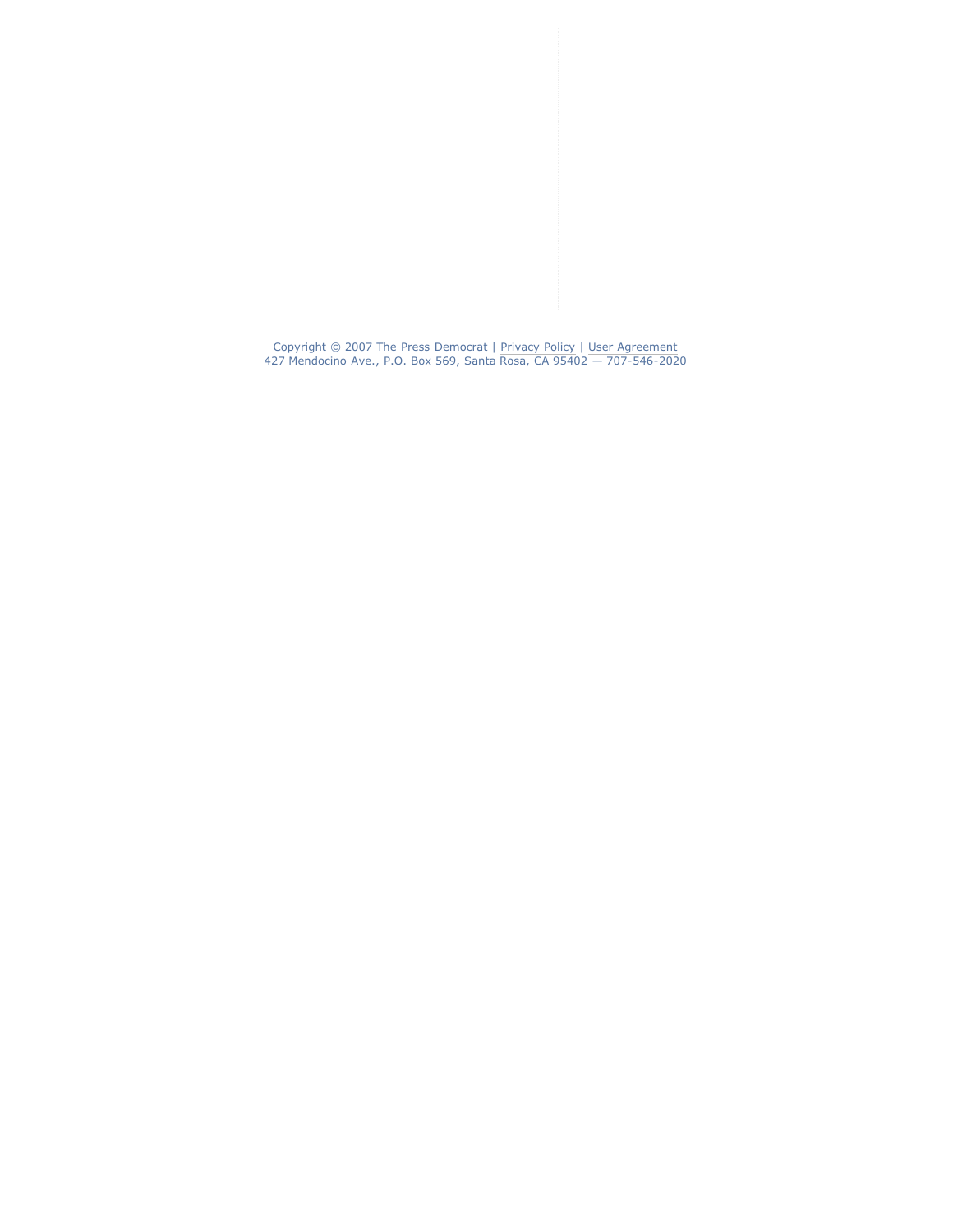Copyright © 2007 The Press Democrat | Privacy Policy | User Agreement
427 Mendocino Ave., P.O. Box 569, Santa Rosa, CA 95402 — 707-546-2020